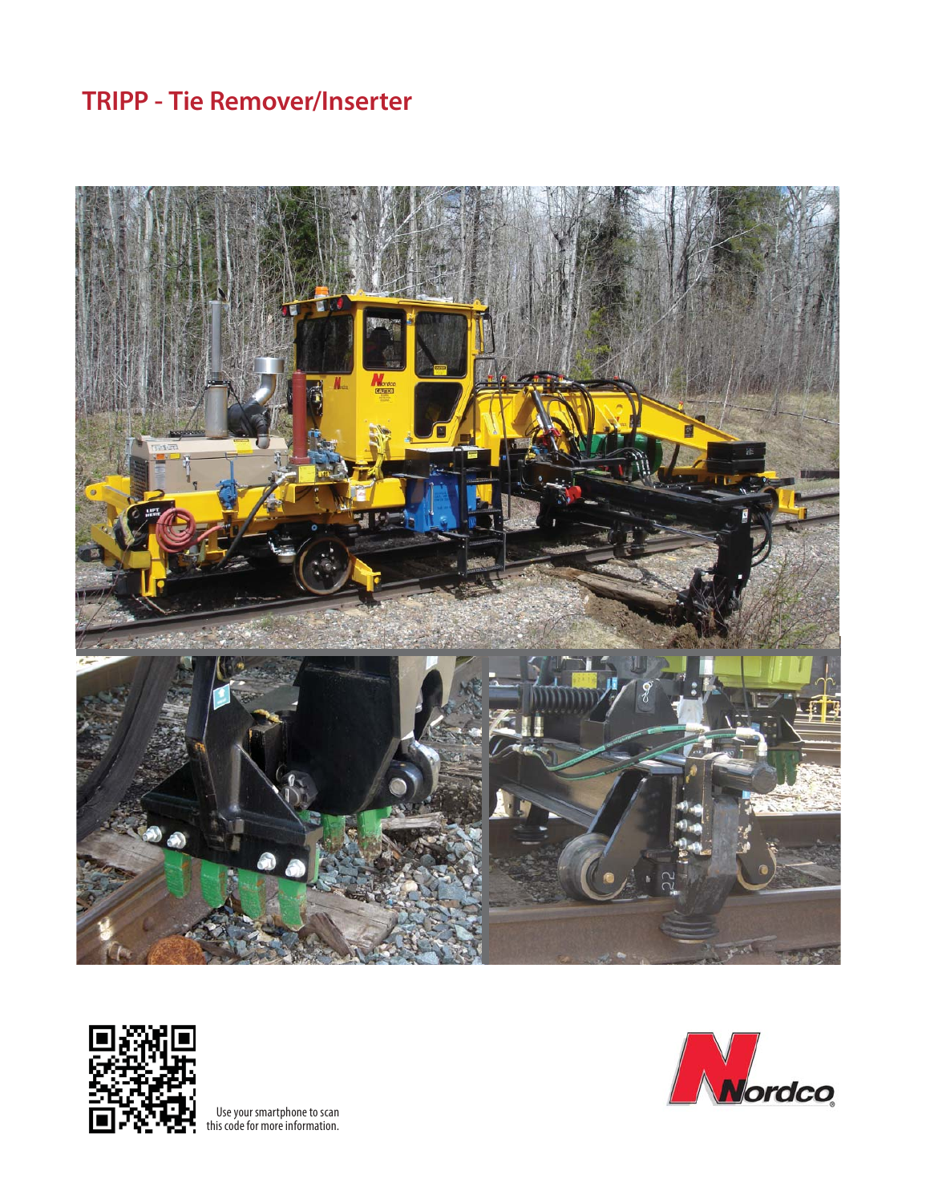# TRIPP - Tie Remover/Inserter

Use your smartphone to scan this code for more information.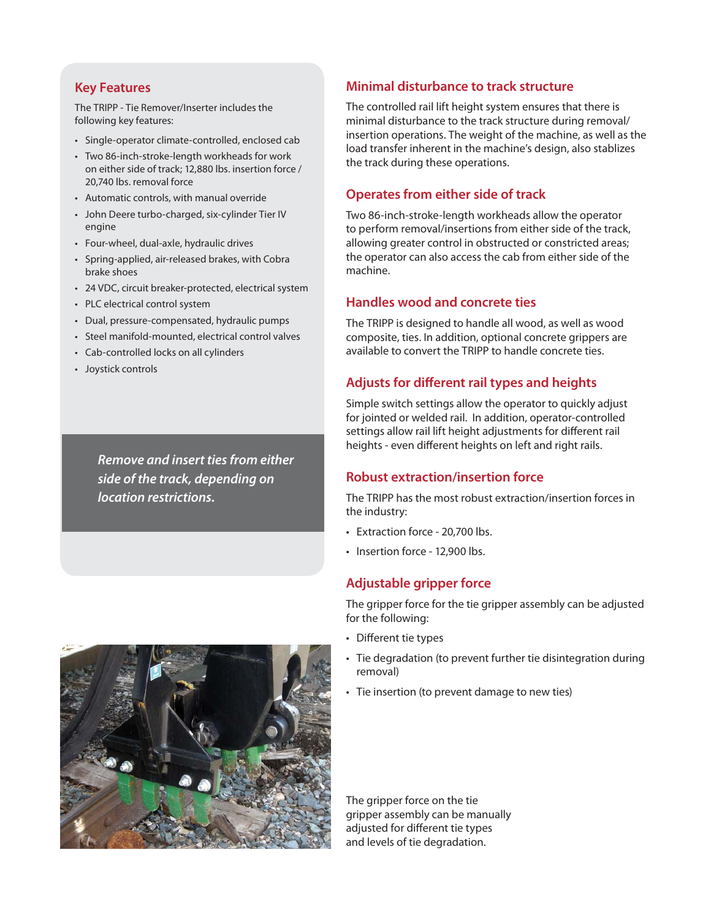## Key Features

The TRIPP - Tie Remover/Inserter includes the following key features:

- Single-operator climate-controlled, enclosed cab
- Two 86-inch-stroke-length workheads for work on either side of track; 12,880 lbs. insertion force / 20,740 lbs. removal force
- Automatic controls, with manual override
- John Deere turbo-charged, six-cylinder Tier IV engine
- Four-wheel, dual-axle, hydraulic drives
- Spring-applied, air-released brakes, with Cobra brake shoes
- 24 VDC, circuit breaker-protected, electrical system
- PLC electrical control system
- Dual, pressure-compensated, hydraulic pumps
- Steel manifold-mounted, electrical control valves
- Cab-controlled locks on all cylinders
- Joystick controls

*Remove and insert ties from either side of the track, depending on location restrictions.*

## Minimal disturbance to track structure

The controlled rail lift height system ensures that there is minimal disturbance to the track structure during removal/ insertion operations. The weight of the machine, as well as the load transfer inherent in the machine's design, also stablizes the track during these operations.

## Operates from either side of track

Two 86-inch-stroke-length workheads allow the operator to perform removal/insertions from either side of the track, allowing greater control in obstructed or constricted areas; the operator can also access the cab from either side of the machine.

## Handles wood and concrete ties

The TRIPP is designed to handle all wood, as well as wood composite, ties. In addition, optional concrete grippers are available to convert the TRIPP to handle concrete ties.

## Adjusts for different rail types and heights

Simple switch settings allow the operator to quickly adjust for jointed or welded rail. In addition, operator-controlled settings allow rail lift height adjustments for different rail heights - even different heights on left and right rails.

## Robust extraction/insertion force

The TRIPP has the most robust extraction/insertion forces in the industry:

- Extraction force - 20,700 lbs.
- Insertion force - 12,900 lbs.

## Adjustable gripper force

The gripper force for the tie gripper assembly can be adjusted for the following:

- Different tie types
- Tie degradation (to prevent further tie disintegration during removal)
- Tie insertion (to prevent damage to new ties)

The gripper force on the tie gripper assembly can be manually adjusted for different tie types and levels of tie degradation.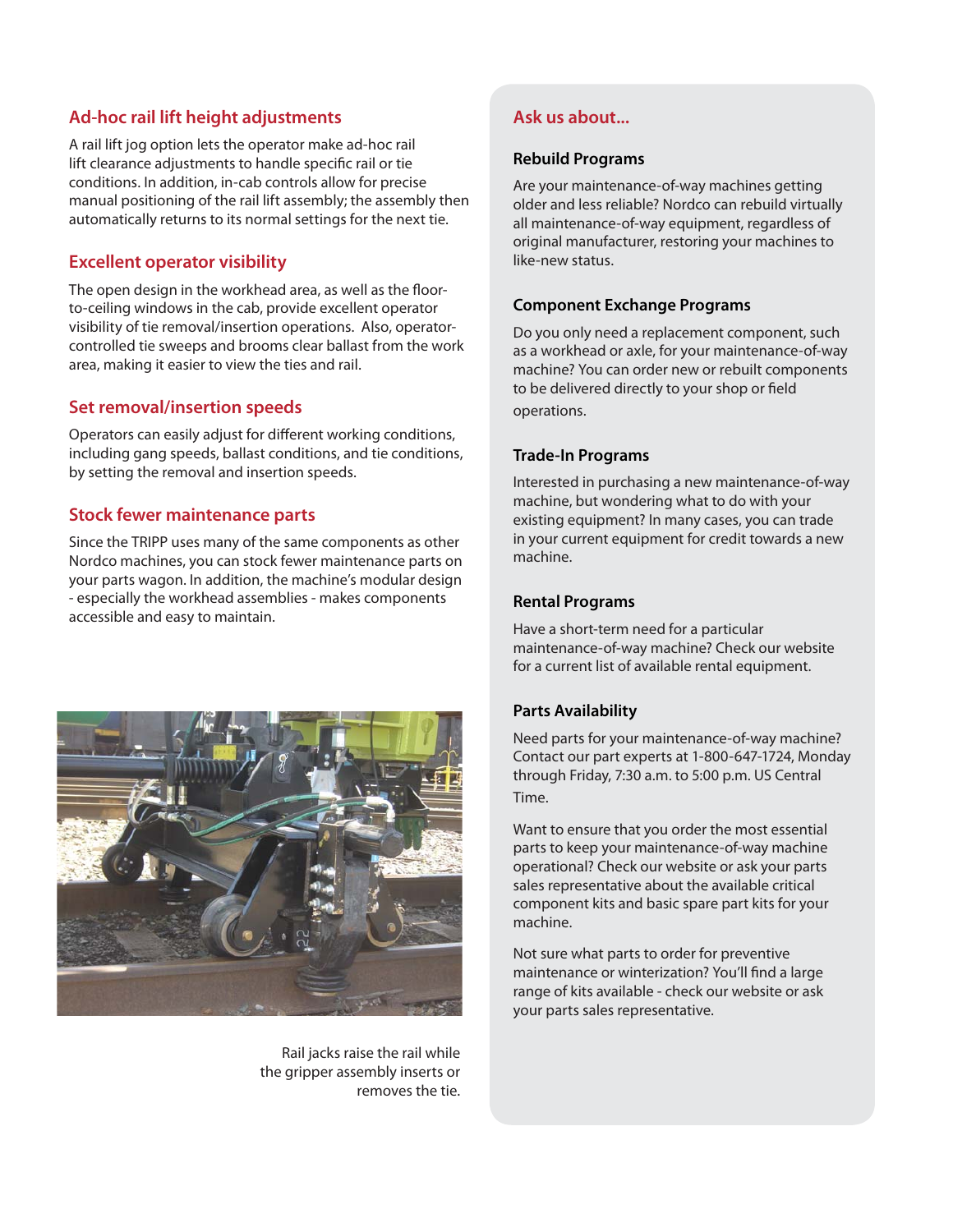## Ad-hoc rail lift height adjustments

A rail lift jog option lets the operator make ad-hoc rail lift clearance adjustments to handle specific rail or tie conditions. In addition, in-cab controls allow for precise manual positioning of the rail lift assembly; the assembly then automatically returns to its normal settings for the next tie.

## Excellent operator visibility

The open design in the workhead area, as well as the floor-to-ceiling windows in the cab, provide excellent operator visibility of tie removal/insertion operations. Also, operator-controlled tie sweeps and brooms clear ballast from the work area, making it easier to view the ties and rail.

## Set removal/insertion speeds

Operators can easily adjust for different working conditions, including gang speeds, ballast conditions, and tie conditions, by setting the removal and insertion speeds.

## Stock fewer maintenance parts

Since the TRIPP uses many of the same components as other Nordco machines, you can stock fewer maintenance parts on your parts wagon. In addition, the machine's modular design - especially the workhead assemblies - makes components accessible and easy to maintain.

Rail jacks raise the rail while the gripper assembly inserts or removes the tie.

## Ask us about...

### Rebuild Programs

Are your maintenance-of-way machines getting older and less reliable? Nordco can rebuild virtually all maintenance-of-way equipment, regardless of original manufacturer, restoring your machines to like-new status.

### Component Exchange Programs

Do you only need a replacement component, such as a workhead or axle, for your maintenance-of-way machine? You can order new or rebuilt components to be delivered directly to your shop or field operations.

### Trade-In Programs

Interested in purchasing a new maintenance-of-way machine, but wondering what to do with your existing equipment? In many cases, you can trade in your current equipment for credit towards a new machine.

### Rental Programs

Have a short-term need for a particular maintenance-of-way machine? Check our website for a current list of available rental equipment.

### Parts Availability

Need parts for your maintenance-of-way machine? Contact our part experts at 1-800-647-1724, Monday through Friday, 7:30 a.m. to 5:00 p.m. US Central Time.

Want to ensure that you order the most essential parts to keep your maintenance-of-way machine operational? Check our website or ask your parts sales representative about the available critical component kits and basic spare part kits for your machine.

Not sure what parts to order for preventive maintenance or winterization? You'll find a large range of kits available - check our website or ask your parts sales representative.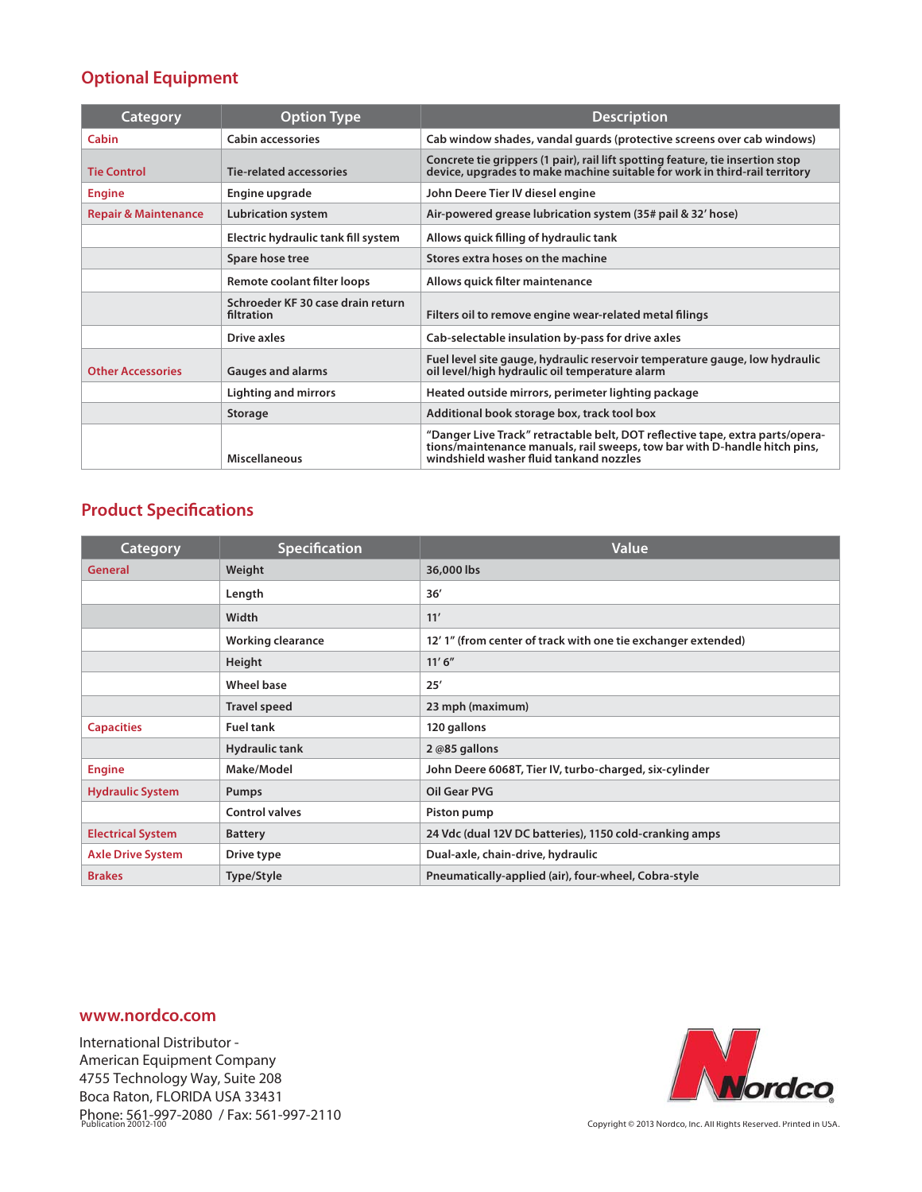## Optional Equipment

| Category | Option Type | Description |
| --- | --- | --- |
| Cabin | Cabin accessories | Cab window shades, vandal guards (protective screens over cab windows) |
| Tie Control | Tie-related accessories | Concrete tie grippers (1 pair), rail lift spotting feature, tie insertion stop device, upgrades to make machine suitable for work in third-rail territory |
| Engine | Engine upgrade | John Deere Tier IV diesel engine |
| Repair & Maintenance | Lubrication system | Air-powered grease lubrication system (35# pail & 32′ hose) |
| | Electric hydraulic tank fill system | Allows quick filling of hydraulic tank |
| | Spare hose tree | Stores extra hoses on the machine |
| | Remote coolant filter loops | Allows quick filter maintenance |
| | Schroeder KF 30 case drain return filtration | Filters oil to remove engine wear-related metal filings |
| | Drive axles | Cab-selectable insulation by-pass for drive axles |
| Other Accessories | Gauges and alarms | Fuel level site gauge, hydraulic reservoir temperature gauge, low hydraulic oil level/high hydraulic oil temperature alarm |
| | Lighting and mirrors | Heated outside mirrors, perimeter lighting package |
| | Storage | Additional book storage box, track tool box |
| | Miscellaneous | "Danger Live Track" retractable belt, DOT reflective tape, extra parts/operations/maintenance manuals, rail sweeps, tow bar with D-handle hitch pins, windshield washer fluid tankand nozzles |

## Product Specifications

| Category | Specification | Value |
| --- | --- | --- |
| General | Weight | 36,000 lbs |
| | Length | 36′ |
| | Width | 11′ |
| | Working clearance | 12′ 1″ (from center of track with one tie exchanger extended) |
| | Height | 11′ 6″ |
| | Wheel base | 25′ |
| | Travel speed | 23 mph (maximum) |
| Capacities | Fuel tank | 120 gallons |
| | Hydraulic tank | 2 @85 gallons |
| Engine | Make/Model | John Deere 6068T, Tier IV, turbo-charged, six-cylinder |
| Hydraulic System | Pumps | Oil Gear PVG |
| | Control valves | Piston pump |
| Electrical System | Battery | 24 Vdc (dual 12V DC batteries), 1150 cold-cranking amps |
| Axle Drive System | Drive type | Dual-axle, chain-drive, hydraulic |
| Brakes | Type/Style | Pneumatically-applied (air), four-wheel, Cobra-style |

**www.nordco.com**

International Distributor -
American Equipment Company
4755 Technology Way, Suite 208
Boca Raton, FLORIDA USA 33431
Phone: 561-997-2080 / Fax: 561-997-2110

Publication 20012-100

Nordco

Copyright © 2013 Nordco, Inc. All Rights Reserved. Printed in USA.